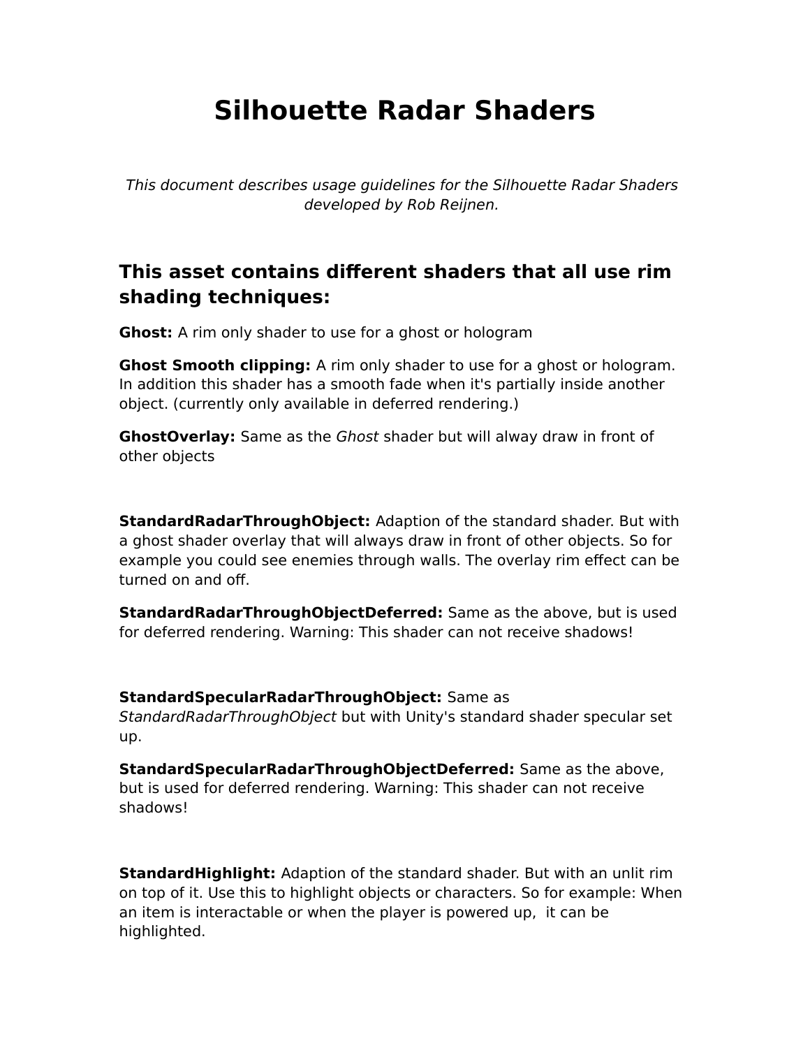# Silhouette Radar Shaders

*This document describes usage guidelines for the Silhouette Radar Shaders developed by Rob Reijnen.*

## This asset contains different shaders that all use rim shading techniques:

**Ghost:** A rim only shader to use for a ghost or hologram

**Ghost Smooth clipping:** A rim only shader to use for a ghost or hologram. In addition this shader has a smooth fade when it's partially inside another object. (currently only available in deferred rendering.)

**GhostOverlay:** Same as the *Ghost* shader but will alway draw in front of other objects

**StandardRadarThroughObject:** Adaption of the standard shader. But with a ghost shader overlay that will always draw in front of other objects. So for example you could see enemies through walls. The overlay rim effect can be turned on and off.

**StandardRadarThroughObjectDeferred:** Same as the above, but is used for deferred rendering. Warning: This shader can not receive shadows!

**StandardSpecularRadarThroughObject:** Same as *StandardRadarThroughObject* but with Unity's standard shader specular set up.

**StandardSpecularRadarThroughObjectDeferred:** Same as the above, but is used for deferred rendering. Warning: This shader can not receive shadows!

**StandardHighlight:** Adaption of the standard shader. But with an unlit rim on top of it. Use this to highlight objects or characters. So for example: When an item is interactable or when the player is powered up, it can be highlighted.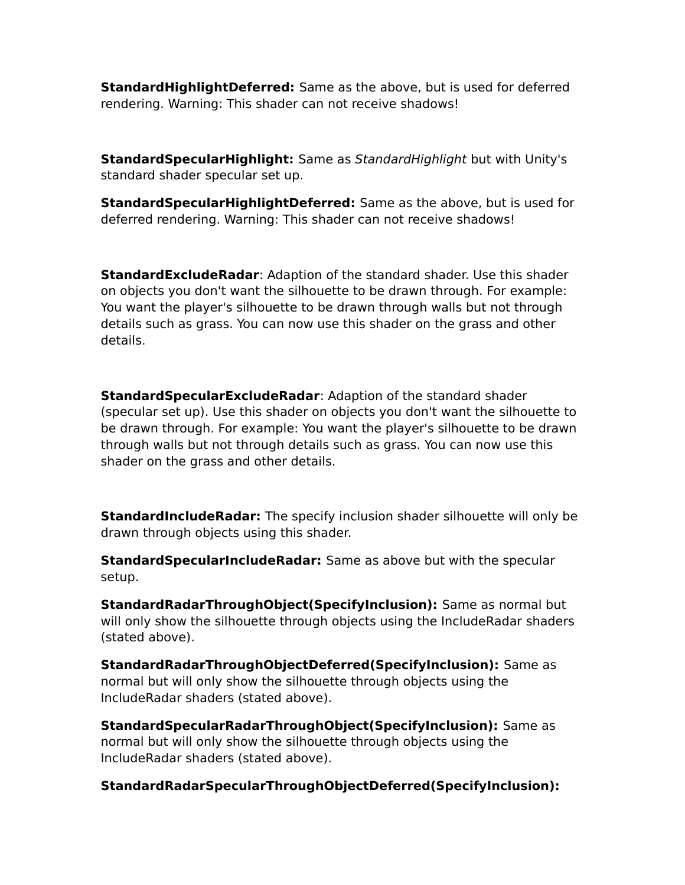**StandardHighlightDeferred:** Same as the above, but is used for deferred rendering. Warning: This shader can not receive shadows!

**StandardSpecularHighlight:** Same as *StandardHighlight* but with Unity's standard shader specular set up.

**StandardSpecularHighlightDeferred:** Same as the above, but is used for deferred rendering. Warning: This shader can not receive shadows!

**StandardExcludeRadar**: Adaption of the standard shader. Use this shader on objects you don't want the silhouette to be drawn through. For example: You want the player's silhouette to be drawn through walls but not through details such as grass. You can now use this shader on the grass and other details.

**StandardSpecularExcludeRadar**: Adaption of the standard shader (specular set up). Use this shader on objects you don't want the silhouette to be drawn through. For example: You want the player's silhouette to be drawn through walls but not through details such as grass. You can now use this shader on the grass and other details.

**StandardIncludeRadar:** The specify inclusion shader silhouette will only be drawn through objects using this shader.

**StandardSpecularIncludeRadar:** Same as above but with the specular setup.

**StandardRadarThroughObject(SpecifyInclusion):** Same as normal but will only show the silhouette through objects using the IncludeRadar shaders (stated above).

**StandardRadarThroughObjectDeferred(SpecifyInclusion):** Same as normal but will only show the silhouette through objects using the IncludeRadar shaders (stated above).

**StandardSpecularRadarThroughObject(SpecifyInclusion):** Same as normal but will only show the silhouette through objects using the IncludeRadar shaders (stated above).

**StandardRadarSpecularThroughObjectDeferred(SpecifyInclusion):**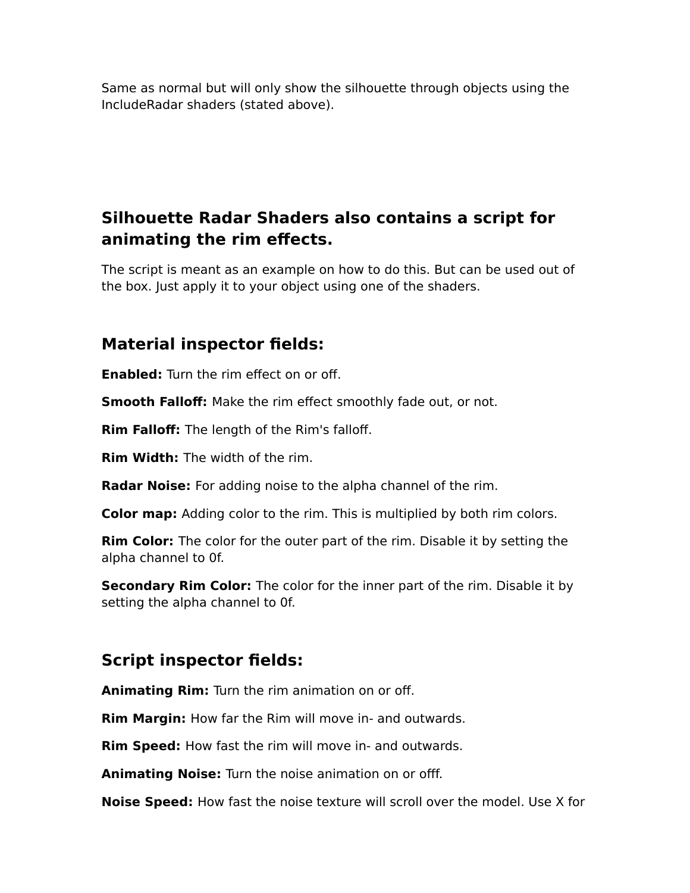Same as normal but will only show the silhouette through objects using the IncludeRadar shaders (stated above).

## Silhouette Radar Shaders also contains a script for animating the rim effects.

The script is meant as an example on how to do this. But can be used out of the box. Just apply it to your object using one of the shaders.

## Material inspector fields:

**Enabled:** Turn the rim effect on or off.

**Smooth Falloff:** Make the rim effect smoothly fade out, or not.

**Rim Falloff:** The length of the Rim's falloff.

**Rim Width:** The width of the rim.

**Radar Noise:** For adding noise to the alpha channel of the rim.

**Color map:** Adding color to the rim. This is multiplied by both rim colors.

**Rim Color:** The color for the outer part of the rim. Disable it by setting the alpha channel to 0f.

**Secondary Rim Color:** The color for the inner part of the rim. Disable it by setting the alpha channel to 0f.

## Script inspector fields:

**Animating Rim:** Turn the rim animation on or off.

**Rim Margin:** How far the Rim will move in- and outwards.

**Rim Speed:** How fast the rim will move in- and outwards.

**Animating Noise:** Turn the noise animation on or offf.

**Noise Speed:** How fast the noise texture will scroll over the model. Use X for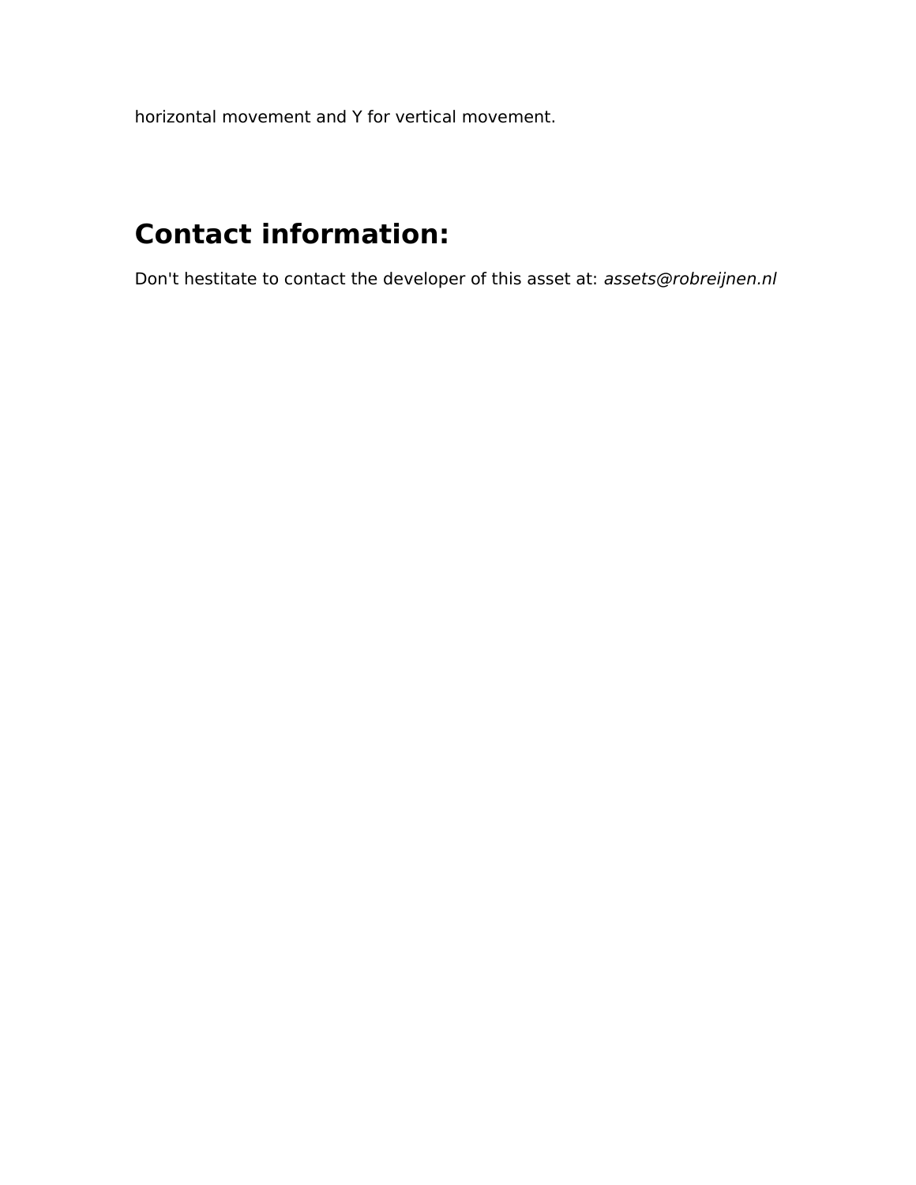horizontal movement and Y for vertical movement.

## Contact information:

Don't hestitate to contact the developer of this asset at: *assets@robreijnen.nl*